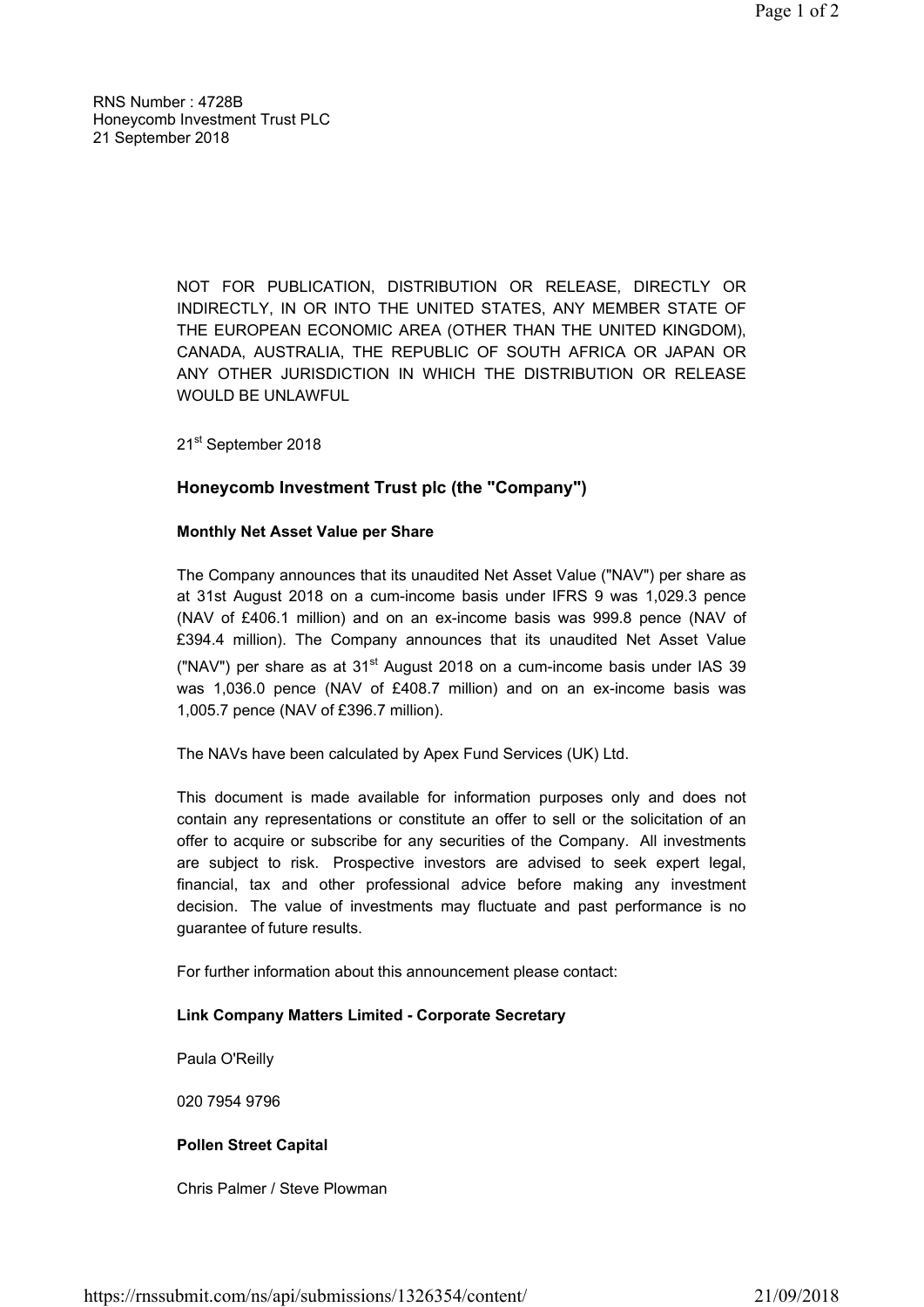RNS Number : 4728B
Honeycomb Investment Trust PLC
21 September 2018

NOT FOR PUBLICATION, DISTRIBUTION OR RELEASE, DIRECTLY OR INDIRECTLY, IN OR INTO THE UNITED STATES, ANY MEMBER STATE OF THE EUROPEAN ECONOMIC AREA (OTHER THAN THE UNITED KINGDOM), CANADA, AUSTRALIA, THE REPUBLIC OF SOUTH AFRICA OR JAPAN OR ANY OTHER JURISDICTION IN WHICH THE DISTRIBUTION OR RELEASE WOULD BE UNLAWFUL

21st September 2018

## Honeycomb Investment Trust plc (the "Company")

### Monthly Net Asset Value per Share

The Company announces that its unaudited Net Asset Value ("NAV") per share as at 31st August 2018 on a cum-income basis under IFRS 9 was 1,029.3 pence (NAV of £406.1 million) and on an ex-income basis was 999.8 pence (NAV of £394.4 million). The Company announces that its unaudited Net Asset Value ("NAV") per share as at 31st August 2018 on a cum-income basis under IAS 39 was 1,036.0 pence (NAV of £408.7 million) and on an ex-income basis was 1,005.7 pence (NAV of £396.7 million).

The NAVs have been calculated by Apex Fund Services (UK) Ltd.

This document is made available for information purposes only and does not contain any representations or constitute an offer to sell or the solicitation of an offer to acquire or subscribe for any securities of the Company. All investments are subject to risk. Prospective investors are advised to seek expert legal, financial, tax and other professional advice before making any investment decision. The value of investments may fluctuate and past performance is no guarantee of future results.

For further information about this announcement please contact:

**Link Company Matters Limited - Corporate Secretary**

Paula O'Reilly

020 7954 9796

**Pollen Street Capital**

Chris Palmer / Steve Plowman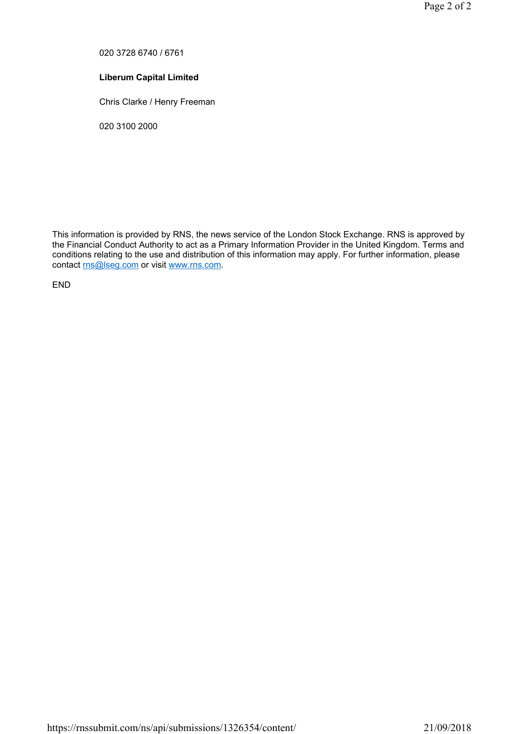020 3728 6740 / 6761

**Liberum Capital Limited**

Chris Clarke / Henry Freeman

020 3100 2000

This information is provided by RNS, the news service of the London Stock Exchange. RNS is approved by the Financial Conduct Authority to act as a Primary Information Provider in the United Kingdom. Terms and conditions relating to the use and distribution of this information may apply. For further information, please contact rns@lseg.com or visit www.rns.com.

END